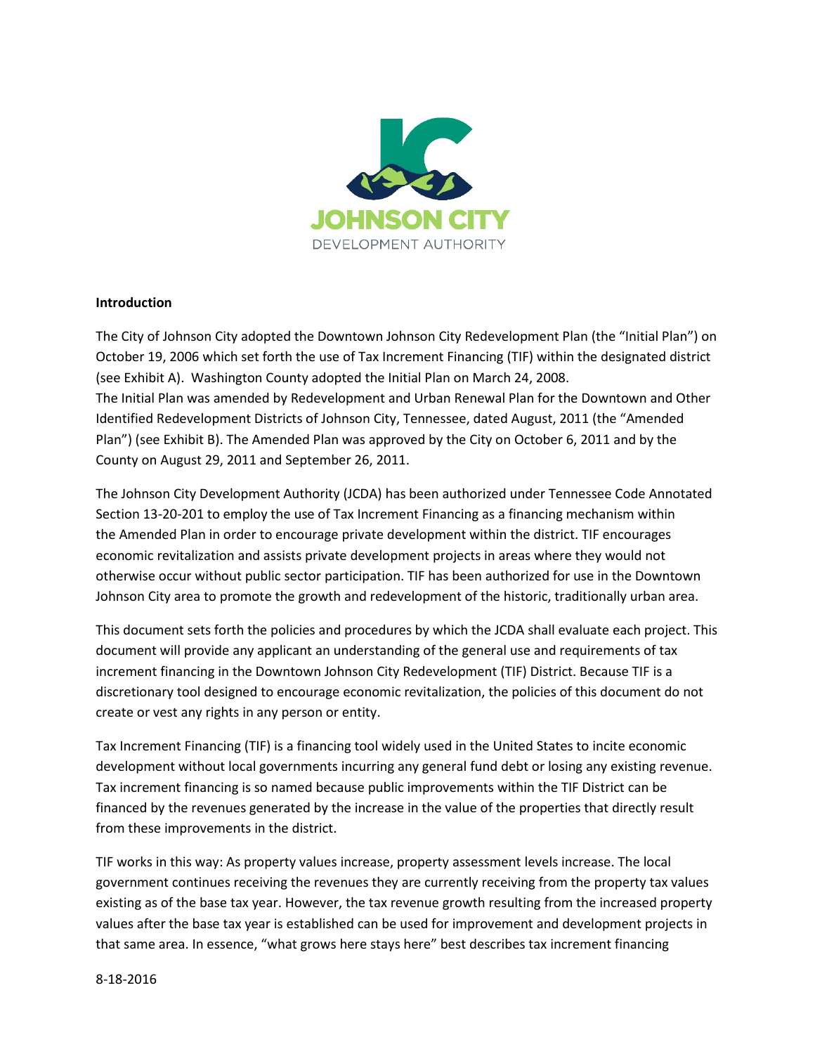JOHNSON CITY
DEVELOPMENT AUTHORITY

**Introduction**

The City of Johnson City adopted the Downtown Johnson City Redevelopment Plan (the "Initial Plan") on October 19, 2006 which set forth the use of Tax Increment Financing (TIF) within the designated district (see Exhibit A). Washington County adopted the Initial Plan on March 24, 2008.
The Initial Plan was amended by Redevelopment and Urban Renewal Plan for the Downtown and Other Identified Redevelopment Districts of Johnson City, Tennessee, dated August, 2011 (the "Amended Plan") (see Exhibit B). The Amended Plan was approved by the City on October 6, 2011 and by the County on August 29, 2011 and September 26, 2011.

The Johnson City Development Authority (JCDA) has been authorized under Tennessee Code Annotated Section 13-20-201 to employ the use of Tax Increment Financing as a financing mechanism within the Amended Plan in order to encourage private development within the district. TIF encourages economic revitalization and assists private development projects in areas where they would not otherwise occur without public sector participation. TIF has been authorized for use in the Downtown Johnson City area to promote the growth and redevelopment of the historic, traditionally urban area.

This document sets forth the policies and procedures by which the JCDA shall evaluate each project. This document will provide any applicant an understanding of the general use and requirements of tax increment financing in the Downtown Johnson City Redevelopment (TIF) District. Because TIF is a discretionary tool designed to encourage economic revitalization, the policies of this document do not create or vest any rights in any person or entity.

Tax Increment Financing (TIF) is a financing tool widely used in the United States to incite economic development without local governments incurring any general fund debt or losing any existing revenue. Tax increment financing is so named because public improvements within the TIF District can be financed by the revenues generated by the increase in the value of the properties that directly result from these improvements in the district.

TIF works in this way: As property values increase, property assessment levels increase. The local government continues receiving the revenues they are currently receiving from the property tax values existing as of the base tax year. However, the tax revenue growth resulting from the increased property values after the base tax year is established can be used for improvement and development projects in that same area. In essence, "what grows here stays here" best describes tax increment financing

8-18-2016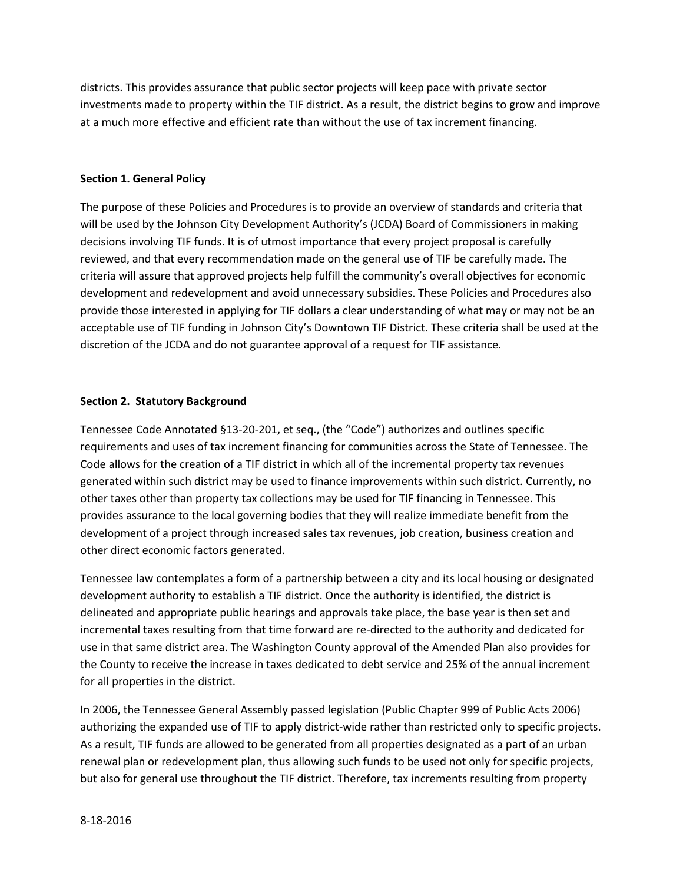districts. This provides assurance that public sector projects will keep pace with private sector investments made to property within the TIF district. As a result, the district begins to grow and improve at a much more effective and efficient rate than without the use of tax increment financing.

**Section 1. General Policy**

The purpose of these Policies and Procedures is to provide an overview of standards and criteria that will be used by the Johnson City Development Authority's (JCDA) Board of Commissioners in making decisions involving TIF funds. It is of utmost importance that every project proposal is carefully reviewed, and that every recommendation made on the general use of TIF be carefully made. The criteria will assure that approved projects help fulfill the community's overall objectives for economic development and redevelopment and avoid unnecessary subsidies. These Policies and Procedures also provide those interested in applying for TIF dollars a clear understanding of what may or may not be an acceptable use of TIF funding in Johnson City's Downtown TIF District. These criteria shall be used at the discretion of the JCDA and do not guarantee approval of a request for TIF assistance.

**Section 2. Statutory Background**

Tennessee Code Annotated §13-20-201, et seq., (the "Code") authorizes and outlines specific requirements and uses of tax increment financing for communities across the State of Tennessee. The Code allows for the creation of a TIF district in which all of the incremental property tax revenues generated within such district may be used to finance improvements within such district. Currently, no other taxes other than property tax collections may be used for TIF financing in Tennessee. This provides assurance to the local governing bodies that they will realize immediate benefit from the development of a project through increased sales tax revenues, job creation, business creation and other direct economic factors generated.

Tennessee law contemplates a form of a partnership between a city and its local housing or designated development authority to establish a TIF district. Once the authority is identified, the district is delineated and appropriate public hearings and approvals take place, the base year is then set and incremental taxes resulting from that time forward are re-directed to the authority and dedicated for use in that same district area. The Washington County approval of the Amended Plan also provides for the County to receive the increase in taxes dedicated to debt service and 25% of the annual increment for all properties in the district.

In 2006, the Tennessee General Assembly passed legislation (Public Chapter 999 of Public Acts 2006) authorizing the expanded use of TIF to apply district-wide rather than restricted only to specific projects. As a result, TIF funds are allowed to be generated from all properties designated as a part of an urban renewal plan or redevelopment plan, thus allowing such funds to be used not only for specific projects, but also for general use throughout the TIF district. Therefore, tax increments resulting from property

8-18-2016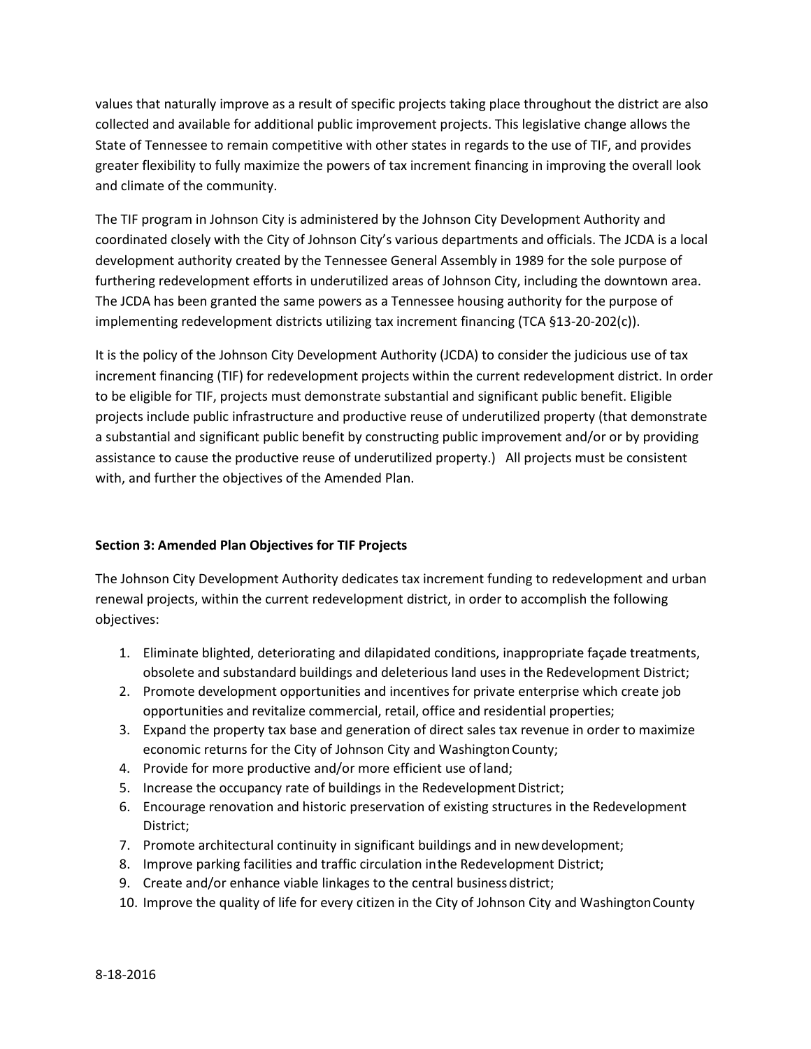values that naturally improve as a result of specific projects taking place throughout the district are also collected and available for additional public improvement projects. This legislative change allows the State of Tennessee to remain competitive with other states in regards to the use of TIF, and provides greater flexibility to fully maximize the powers of tax increment financing in improving the overall look and climate of the community.

The TIF program in Johnson City is administered by the Johnson City Development Authority and coordinated closely with the City of Johnson City's various departments and officials. The JCDA is a local development authority created by the Tennessee General Assembly in 1989 for the sole purpose of furthering redevelopment efforts in underutilized areas of Johnson City, including the downtown area. The JCDA has been granted the same powers as a Tennessee housing authority for the purpose of implementing redevelopment districts utilizing tax increment financing (TCA §13-20-202(c)).

It is the policy of the Johnson City Development Authority (JCDA) to consider the judicious use of tax increment financing (TIF) for redevelopment projects within the current redevelopment district. In order to be eligible for TIF, projects must demonstrate substantial and significant public benefit. Eligible projects include public infrastructure and productive reuse of underutilized property (that demonstrate a substantial and significant public benefit by constructing public improvement and/or or by providing assistance to cause the productive reuse of underutilized property.) All projects must be consistent with, and further the objectives of the Amended Plan.

**Section 3: Amended Plan Objectives for TIF Projects**

The Johnson City Development Authority dedicates tax increment funding to redevelopment and urban renewal projects, within the current redevelopment district, in order to accomplish the following objectives:

1. Eliminate blighted, deteriorating and dilapidated conditions, inappropriate façade treatments, obsolete and substandard buildings and deleterious land uses in the Redevelopment District;
2. Promote development opportunities and incentives for private enterprise which create job opportunities and revitalize commercial, retail, office and residential properties;
3. Expand the property tax base and generation of direct sales tax revenue in order to maximize economic returns for the City of Johnson City and Washington County;
4. Provide for more productive and/or more efficient use of land;
5. Increase the occupancy rate of buildings in the Redevelopment District;
6. Encourage renovation and historic preservation of existing structures in the Redevelopment District;
7. Promote architectural continuity in significant buildings and in new development;
8. Improve parking facilities and traffic circulation in the Redevelopment District;
9. Create and/or enhance viable linkages to the central business district;
10. Improve the quality of life for every citizen in the City of Johnson City and Washington County

8-18-2016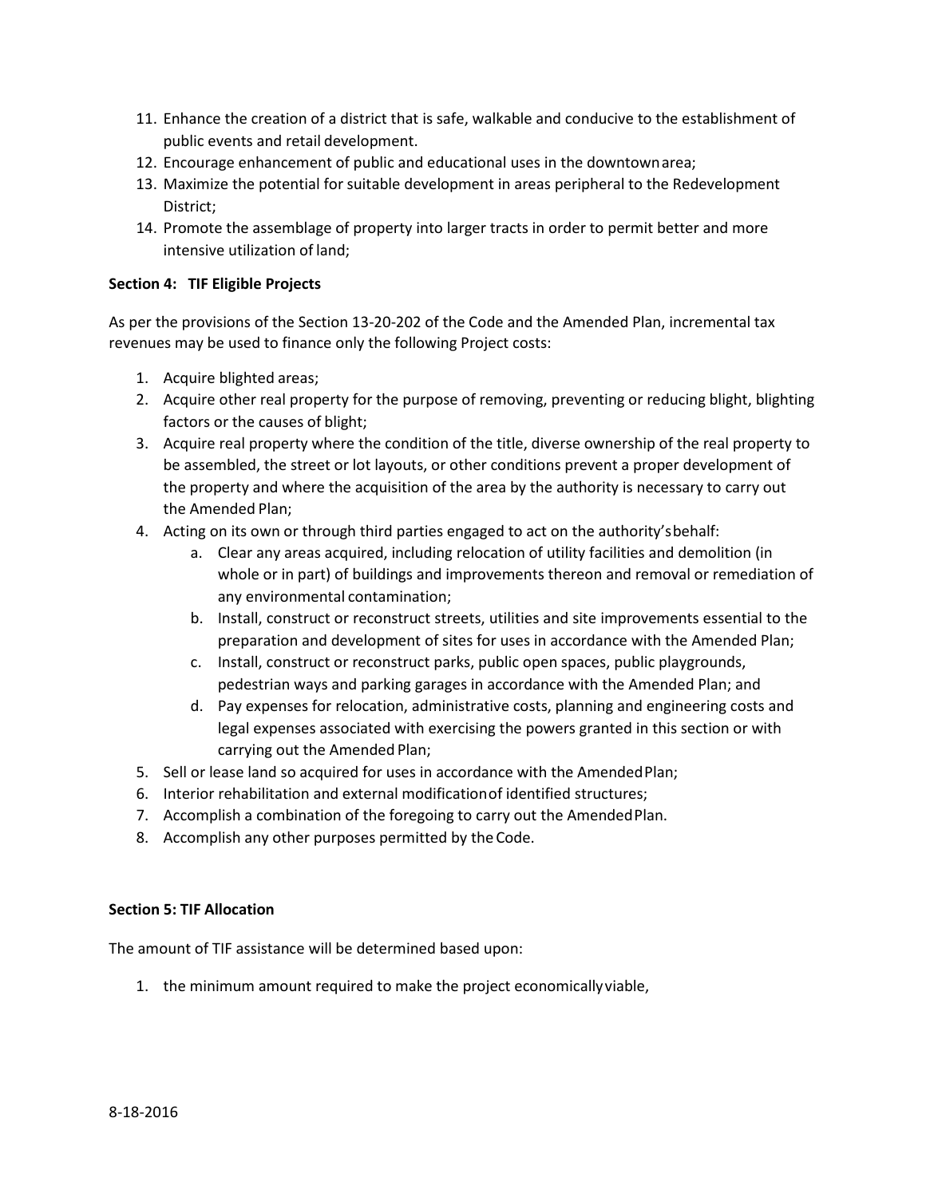11. Enhance the creation of a district that is safe, walkable and conducive to the establishment of public events and retail development.
12. Encourage enhancement of public and educational uses in the downtown area;
13. Maximize the potential for suitable development in areas peripheral to the Redevelopment District;
14. Promote the assemblage of property into larger tracts in order to permit better and more intensive utilization of land;

**Section 4: TIF Eligible Projects**

As per the provisions of the Section 13-20-202 of the Code and the Amended Plan, incremental tax revenues may be used to finance only the following Project costs:

1. Acquire blighted areas;
2. Acquire other real property for the purpose of removing, preventing or reducing blight, blighting factors or the causes of blight;
3. Acquire real property where the condition of the title, diverse ownership of the real property to be assembled, the street or lot layouts, or other conditions prevent a proper development of the property and where the acquisition of the area by the authority is necessary to carry out the Amended Plan;
4. Acting on its own or through third parties engaged to act on the authority's behalf:
    a. Clear any areas acquired, including relocation of utility facilities and demolition (in whole or in part) of buildings and improvements thereon and removal or remediation of any environmental contamination;
    b. Install, construct or reconstruct streets, utilities and site improvements essential to the preparation and development of sites for uses in accordance with the Amended Plan;
    c. Install, construct or reconstruct parks, public open spaces, public playgrounds, pedestrian ways and parking garages in accordance with the Amended Plan; and
    d. Pay expenses for relocation, administrative costs, planning and engineering costs and legal expenses associated with exercising the powers granted in this section or with carrying out the Amended Plan;
5. Sell or lease land so acquired for uses in accordance with the Amended Plan;
6. Interior rehabilitation and external modification of identified structures;
7. Accomplish a combination of the foregoing to carry out the Amended Plan.
8. Accomplish any other purposes permitted by the Code.

**Section 5: TIF Allocation**

The amount of TIF assistance will be determined based upon:

1. the minimum amount required to make the project economically viable,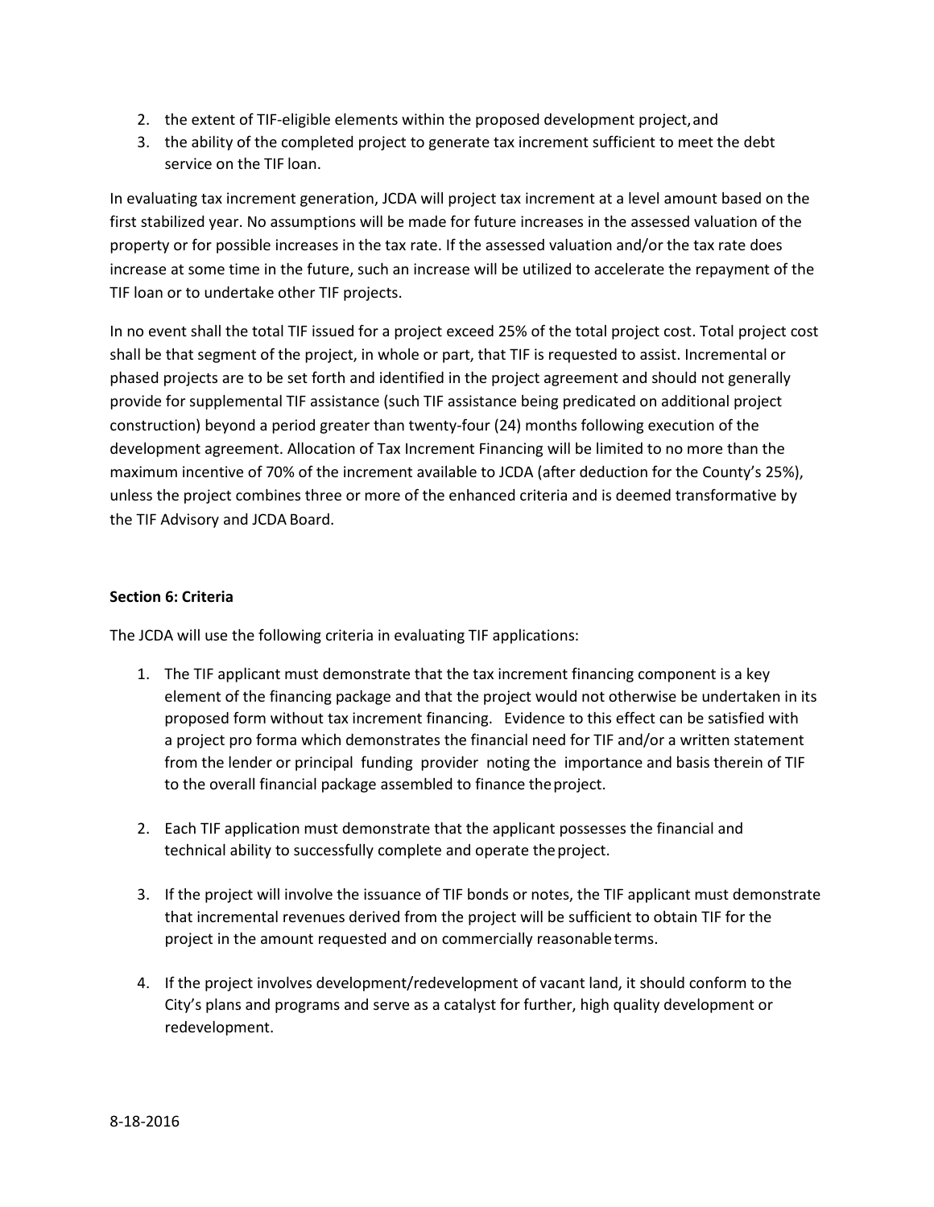2. the extent of TIF-eligible elements within the proposed development project, and
3. the ability of the completed project to generate tax increment sufficient to meet the debt service on the TIF loan.

In evaluating tax increment generation, JCDA will project tax increment at a level amount based on the first stabilized year. No assumptions will be made for future increases in the assessed valuation of the property or for possible increases in the tax rate. If the assessed valuation and/or the tax rate does increase at some time in the future, such an increase will be utilized to accelerate the repayment of the TIF loan or to undertake other TIF projects.

In no event shall the total TIF issued for a project exceed 25% of the total project cost. Total project cost shall be that segment of the project, in whole or part, that TIF is requested to assist. Incremental or phased projects are to be set forth and identified in the project agreement and should not generally provide for supplemental TIF assistance (such TIF assistance being predicated on additional project construction) beyond a period greater than twenty-four (24) months following execution of the development agreement. Allocation of Tax Increment Financing will be limited to no more than the maximum incentive of 70% of the increment available to JCDA (after deduction for the County's 25%), unless the project combines three or more of the enhanced criteria and is deemed transformative by the TIF Advisory and JCDA Board.

**Section 6: Criteria**

The JCDA will use the following criteria in evaluating TIF applications:

1. The TIF applicant must demonstrate that the tax increment financing component is a key element of the financing package and that the project would not otherwise be undertaken in its proposed form without tax increment financing. Evidence to this effect can be satisfied with a project pro forma which demonstrates the financial need for TIF and/or a written statement from the lender or principal funding provider noting the importance and basis therein of TIF to the overall financial package assembled to finance the project.

2. Each TIF application must demonstrate that the applicant possesses the financial and technical ability to successfully complete and operate the project.

3. If the project will involve the issuance of TIF bonds or notes, the TIF applicant must demonstrate that incremental revenues derived from the project will be sufficient to obtain TIF for the project in the amount requested and on commercially reasonable terms.

4. If the project involves development/redevelopment of vacant land, it should conform to the City's plans and programs and serve as a catalyst for further, high quality development or redevelopment.

8-18-2016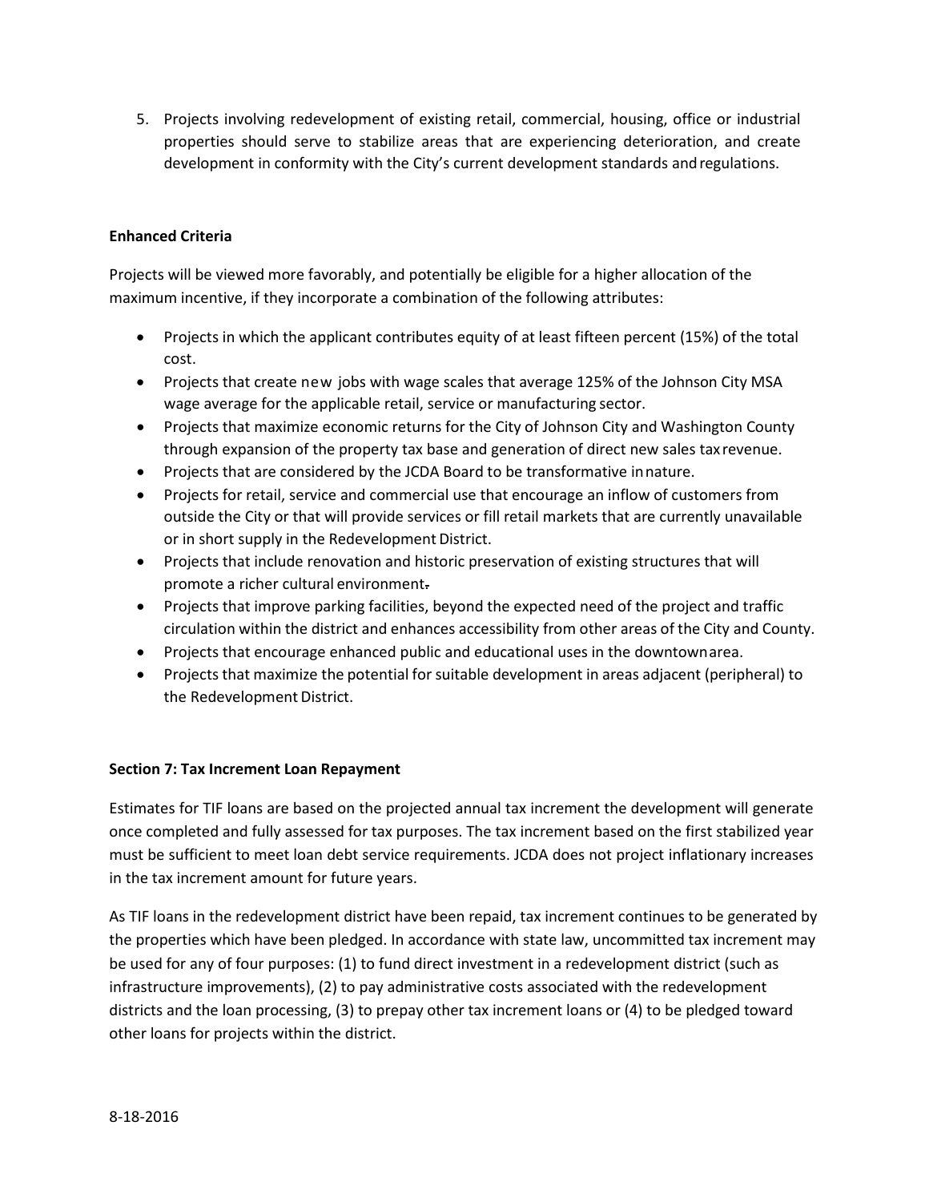5. Projects involving redevelopment of existing retail, commercial, housing, office or industrial properties should serve to stabilize areas that are experiencing deterioration, and create development in conformity with the City's current development standards and regulations.

**Enhanced Criteria**

Projects will be viewed more favorably, and potentially be eligible for a higher allocation of the maximum incentive, if they incorporate a combination of the following attributes:

- Projects in which the applicant contributes equity of at least fifteen percent (15%) of the total cost.
- Projects that create new jobs with wage scales that average 125% of the Johnson City MSA wage average for the applicable retail, service or manufacturing sector.
- Projects that maximize economic returns for the City of Johnson City and Washington County through expansion of the property tax base and generation of direct new sales tax revenue.
- Projects that are considered by the JCDA Board to be transformative in nature.
- Projects for retail, service and commercial use that encourage an inflow of customers from outside the City or that will provide services or fill retail markets that are currently unavailable or in short supply in the Redevelopment District.
- Projects that include renovation and historic preservation of existing structures that will promote a richer cultural environment.
- Projects that improve parking facilities, beyond the expected need of the project and traffic circulation within the district and enhances accessibility from other areas of the City and County.
- Projects that encourage enhanced public and educational uses in the downtown area.
- Projects that maximize the potential for suitable development in areas adjacent (peripheral) to the Redevelopment District.

**Section 7: Tax Increment Loan Repayment**

Estimates for TIF loans are based on the projected annual tax increment the development will generate once completed and fully assessed for tax purposes. The tax increment based on the first stabilized year must be sufficient to meet loan debt service requirements. JCDA does not project inflationary increases in the tax increment amount for future years.

As TIF loans in the redevelopment district have been repaid, tax increment continues to be generated by the properties which have been pledged. In accordance with state law, uncommitted tax increment may be used for any of four purposes: (1) to fund direct investment in a redevelopment district (such as infrastructure improvements), (2) to pay administrative costs associated with the redevelopment districts and the loan processing, (3) to prepay other tax increment loans or (4) to be pledged toward other loans for projects within the district.

8-18-2016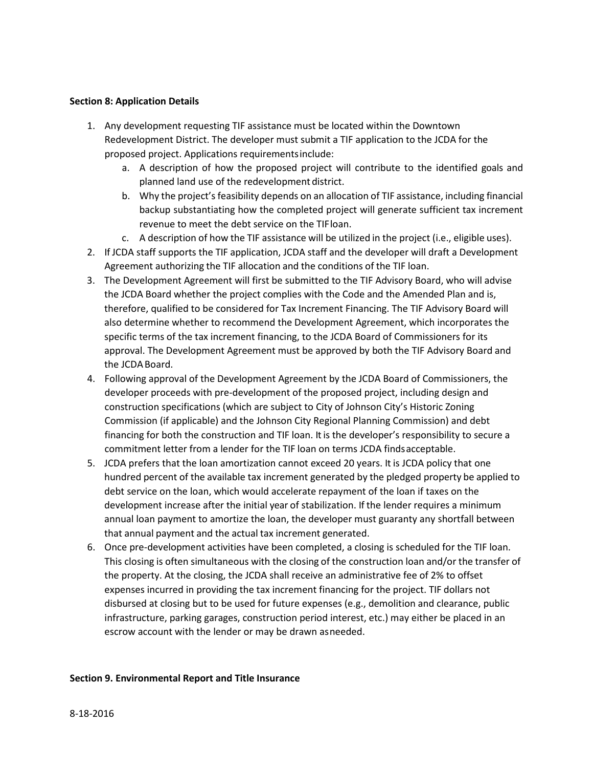**Section 8: Application Details**

1. Any development requesting TIF assistance must be located within the Downtown Redevelopment District. The developer must submit a TIF application to the JCDA for the proposed project. Applications requirements include:
   a. A description of how the proposed project will contribute to the identified goals and planned land use of the redevelopment district.
   b. Why the project's feasibility depends on an allocation of TIF assistance, including financial backup substantiating how the completed project will generate sufficient tax increment revenue to meet the debt service on the TIF loan.
   c. A description of how the TIF assistance will be utilized in the project (i.e., eligible uses).
2. If JCDA staff supports the TIF application, JCDA staff and the developer will draft a Development Agreement authorizing the TIF allocation and the conditions of the TIF loan.
3. The Development Agreement will first be submitted to the TIF Advisory Board, who will advise the JCDA Board whether the project complies with the Code and the Amended Plan and is, therefore, qualified to be considered for Tax Increment Financing. The TIF Advisory Board will also determine whether to recommend the Development Agreement, which incorporates the specific terms of the tax increment financing, to the JCDA Board of Commissioners for its approval. The Development Agreement must be approved by both the TIF Advisory Board and the JCDA Board.
4. Following approval of the Development Agreement by the JCDA Board of Commissioners, the developer proceeds with pre-development of the proposed project, including design and construction specifications (which are subject to City of Johnson City's Historic Zoning Commission (if applicable) and the Johnson City Regional Planning Commission) and debt financing for both the construction and TIF loan. It is the developer's responsibility to secure a commitment letter from a lender for the TIF loan on terms JCDA finds acceptable.
5. JCDA prefers that the loan amortization cannot exceed 20 years. It is JCDA policy that one hundred percent of the available tax increment generated by the pledged property be applied to debt service on the loan, which would accelerate repayment of the loan if taxes on the development increase after the initial year of stabilization. If the lender requires a minimum annual loan payment to amortize the loan, the developer must guaranty any shortfall between that annual payment and the actual tax increment generated.
6. Once pre-development activities have been completed, a closing is scheduled for the TIF loan. This closing is often simultaneous with the closing of the construction loan and/or the transfer of the property. At the closing, the JCDA shall receive an administrative fee of 2% to offset expenses incurred in providing the tax increment financing for the project. TIF dollars not disbursed at closing but to be used for future expenses (e.g., demolition and clearance, public infrastructure, parking garages, construction period interest, etc.) may either be placed in an escrow account with the lender or may be drawn as needed.

**Section 9. Environmental Report and Title Insurance**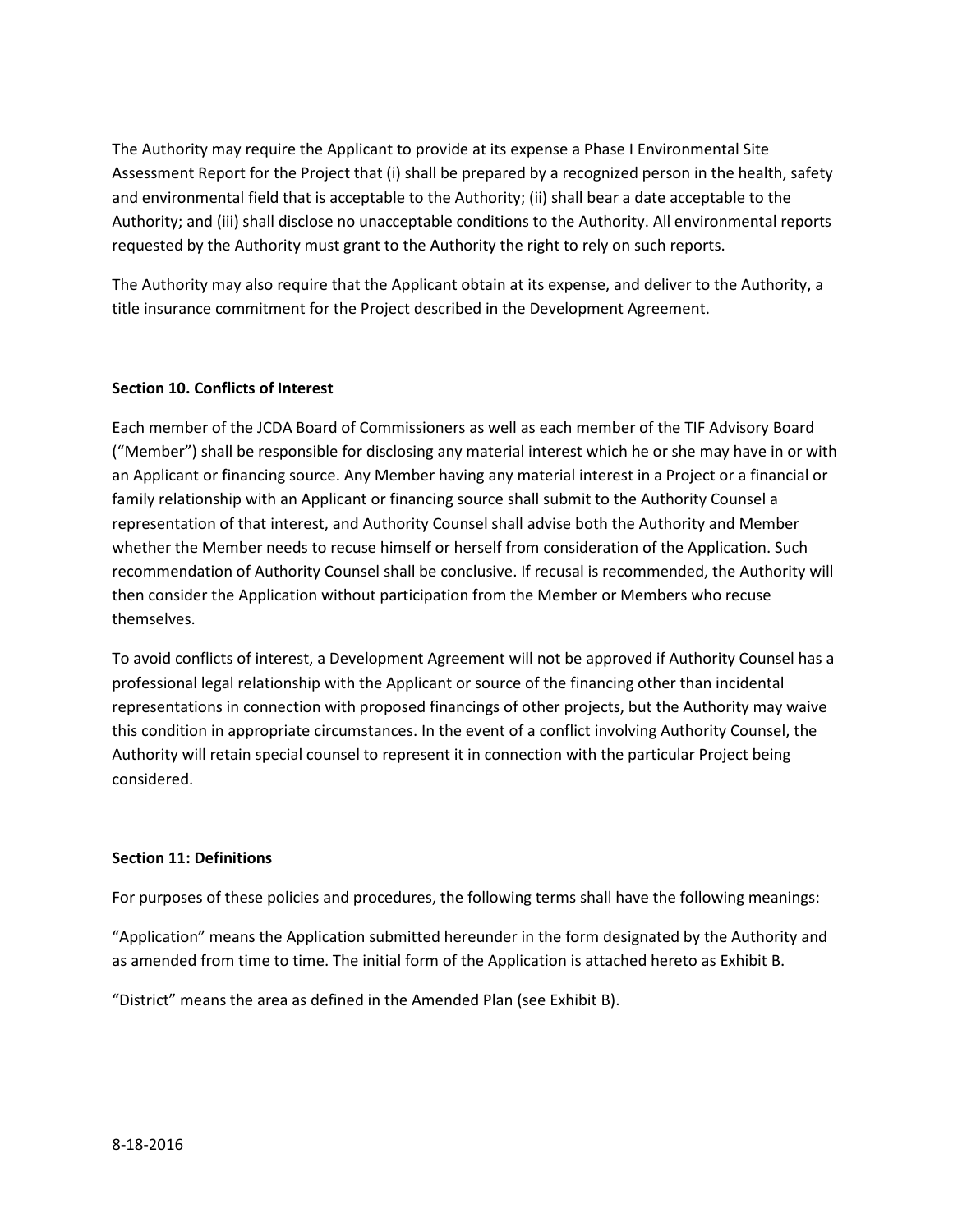The Authority may require the Applicant to provide at its expense a Phase I Environmental Site Assessment Report for the Project that (i) shall be prepared by a recognized person in the health, safety and environmental field that is acceptable to the Authority; (ii) shall bear a date acceptable to the Authority; and (iii) shall disclose no unacceptable conditions to the Authority. All environmental reports requested by the Authority must grant to the Authority the right to rely on such reports.

The Authority may also require that the Applicant obtain at its expense, and deliver to the Authority, a title insurance commitment for the Project described in the Development Agreement.

**Section 10. Conflicts of Interest**

Each member of the JCDA Board of Commissioners as well as each member of the TIF Advisory Board ("Member") shall be responsible for disclosing any material interest which he or she may have in or with an Applicant or financing source. Any Member having any material interest in a Project or a financial or family relationship with an Applicant or financing source shall submit to the Authority Counsel a representation of that interest, and Authority Counsel shall advise both the Authority and Member whether the Member needs to recuse himself or herself from consideration of the Application. Such recommendation of Authority Counsel shall be conclusive. If recusal is recommended, the Authority will then consider the Application without participation from the Member or Members who recuse themselves.

To avoid conflicts of interest, a Development Agreement will not be approved if Authority Counsel has a professional legal relationship with the Applicant or source of the financing other than incidental representations in connection with proposed financings of other projects, but the Authority may waive this condition in appropriate circumstances. In the event of a conflict involving Authority Counsel, the Authority will retain special counsel to represent it in connection with the particular Project being considered.

**Section 11: Definitions**

For purposes of these policies and procedures, the following terms shall have the following meanings:

"Application" means the Application submitted hereunder in the form designated by the Authority and as amended from time to time. The initial form of the Application is attached hereto as Exhibit B.

"District" means the area as defined in the Amended Plan (see Exhibit B).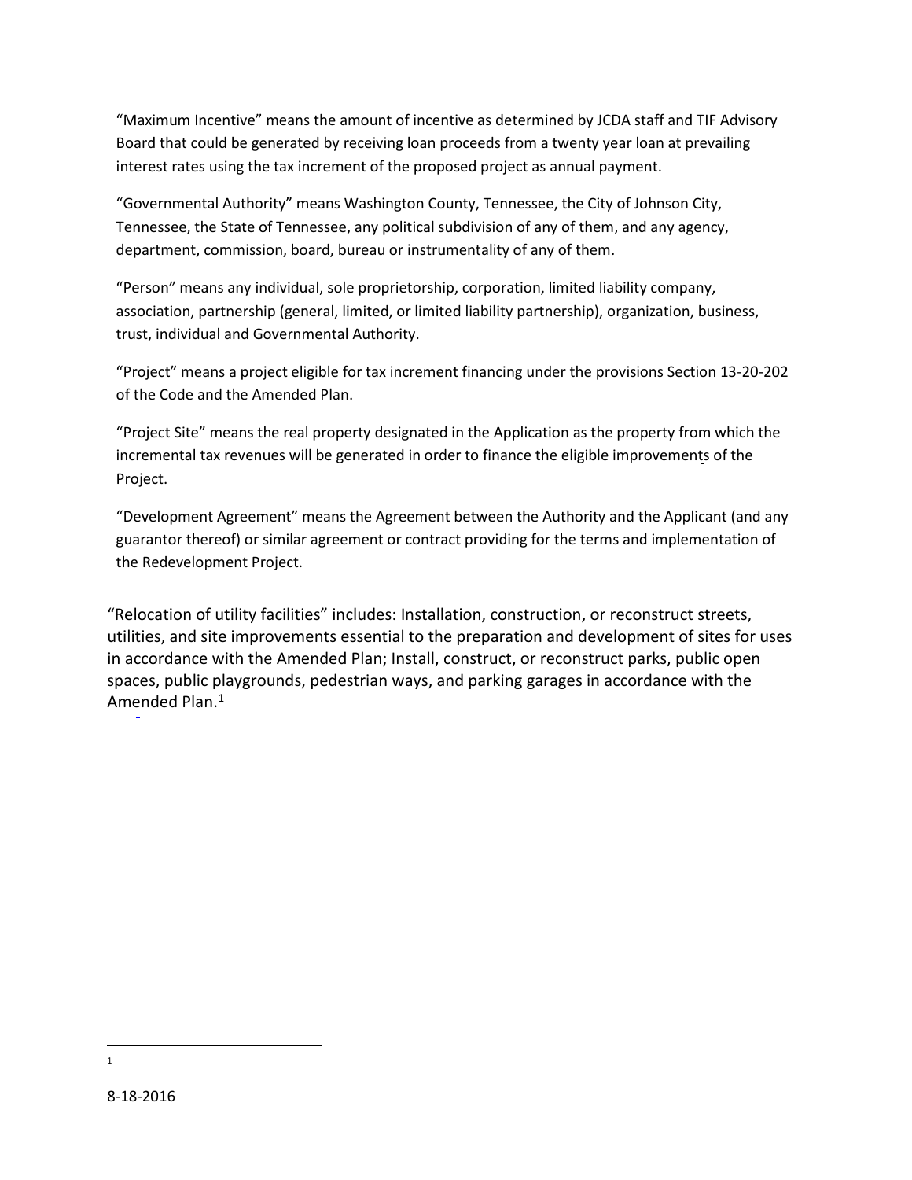"Maximum Incentive" means the amount of incentive as determined by JCDA staff and TIF Advisory Board that could be generated by receiving loan proceeds from a twenty year loan at prevailing interest rates using the tax increment of the proposed project as annual payment.

"Governmental Authority" means Washington County, Tennessee, the City of Johnson City, Tennessee, the State of Tennessee, any political subdivision of any of them, and any agency, department, commission, board, bureau or instrumentality of any of them.

"Person" means any individual, sole proprietorship, corporation, limited liability company, association, partnership (general, limited, or limited liability partnership), organization, business, trust, individual and Governmental Authority.

"Project" means a project eligible for tax increment financing under the provisions Section 13-20-202 of the Code and the Amended Plan.

"Project Site" means the real property designated in the Application as the property from which the incremental tax revenues will be generated in order to finance the eligible improvements of the Project.

"Development Agreement" means the Agreement between the Authority and the Applicant (and any guarantor thereof) or similar agreement or contract providing for the terms and implementation of the Redevelopment Project.

"Relocation of utility facilities" includes: Installation, construction, or reconstruct streets, utilities, and site improvements essential to the preparation and development of sites for uses in accordance with the Amended Plan; Install, construct, or reconstruct parks, public open spaces, public playgrounds, pedestrian ways, and parking garages in accordance with the Amended Plan.[1]

---

[1]

8-18-2016